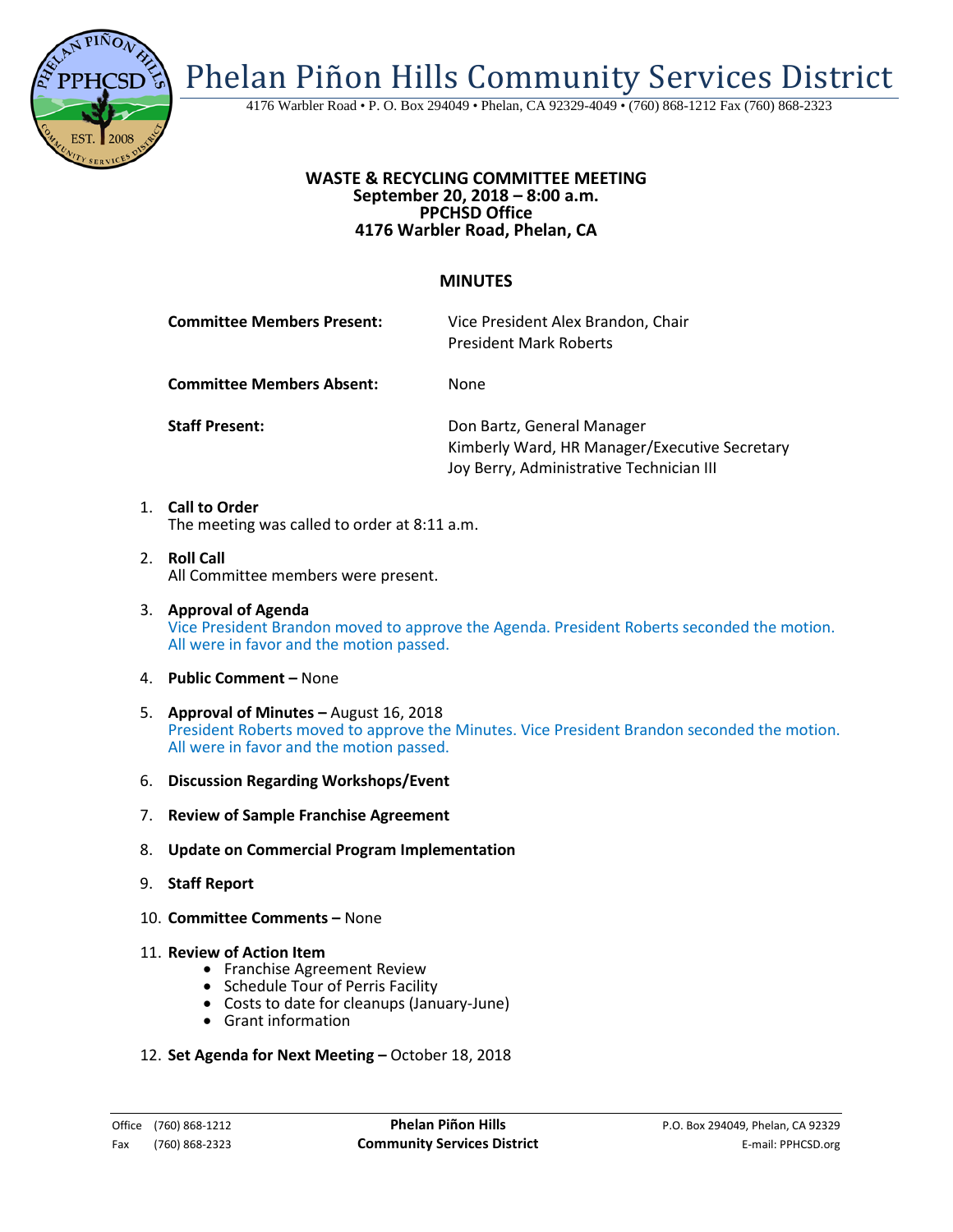# Phelan Piñon Hills Community Services District

4176 Warbler Road • P. O. Box 294049 • Phelan, CA 92329-4049 • (760) 868-1212 Fax (760) 868-2323

**WASTE & RECYCLING COMMITTEE MEETING**
**September 20, 2018 – 8:00 a.m.**
**PPCHSD Office**
**4176 Warbler Road, Phelan, CA**

## MINUTES

**Committee Members Present:** Vice President Alex Brandon, Chair
President Mark Roberts

**Committee Members Absent:** None

**Staff Present:** Don Bartz, General Manager
Kimberly Ward, HR Manager/Executive Secretary
Joy Berry, Administrative Technician III

1. **Call to Order**
   The meeting was called to order at 8:11 a.m.

2. **Roll Call**
   All Committee members were present.

3. **Approval of Agenda**
   Vice President Brandon moved to approve the Agenda. President Roberts seconded the motion. All were in favor and the motion passed.

4. **Public Comment –** None

5. **Approval of Minutes –** August 16, 2018
   President Roberts moved to approve the Minutes. Vice President Brandon seconded the motion. All were in favor and the motion passed.

6. **Discussion Regarding Workshops/Event**

7. **Review of Sample Franchise Agreement**

8. **Update on Commercial Program Implementation**

9. **Staff Report**

10. **Committee Comments –** None

11. **Review of Action Item**
    - Franchise Agreement Review
    - Schedule Tour of Perris Facility
    - Costs to date for cleanups (January-June)
    - Grant information

12. **Set Agenda for Next Meeting –** October 18, 2018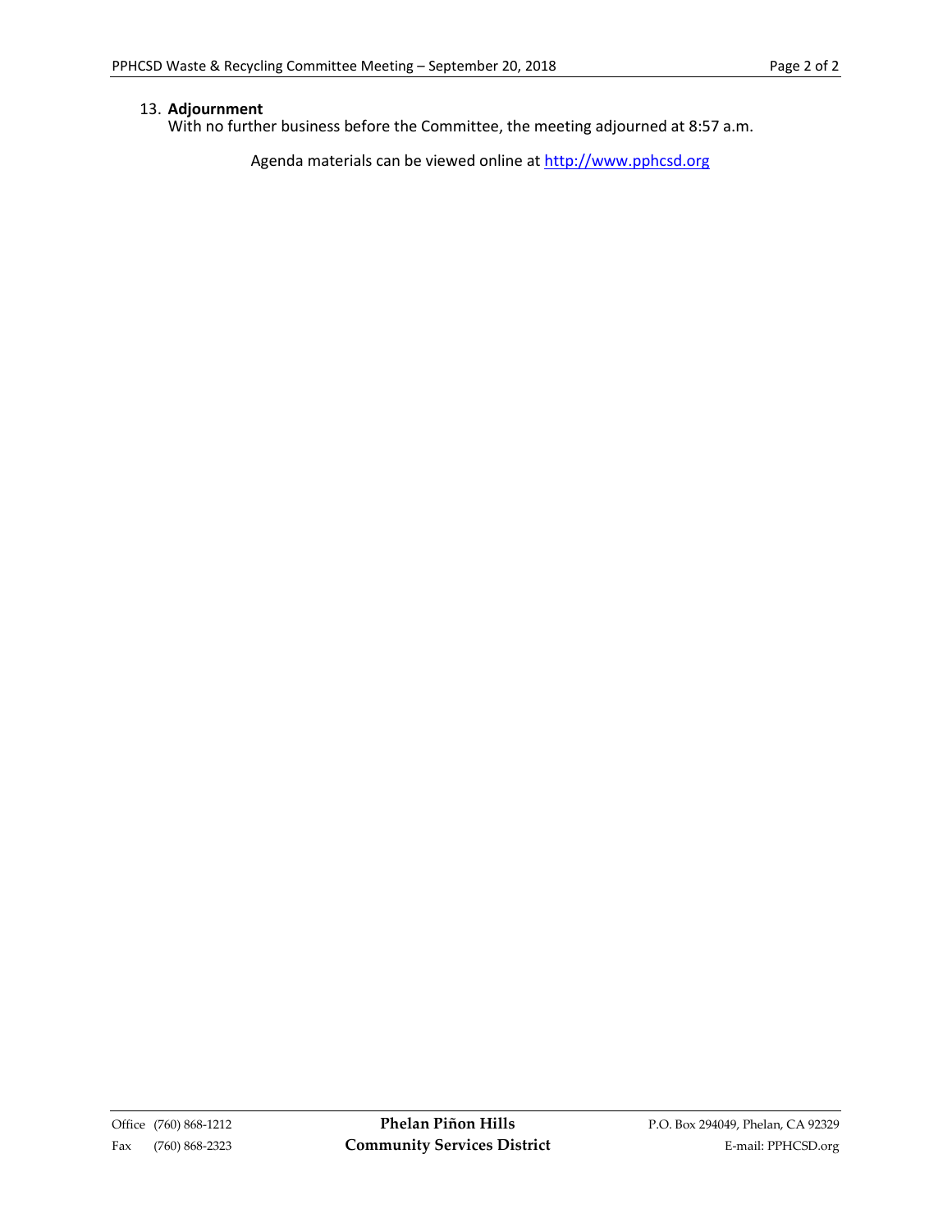13. **Adjournment**
    With no further business before the Committee, the meeting adjourned at 8:57 a.m.

Agenda materials can be viewed online at http://www.pphcsd.org